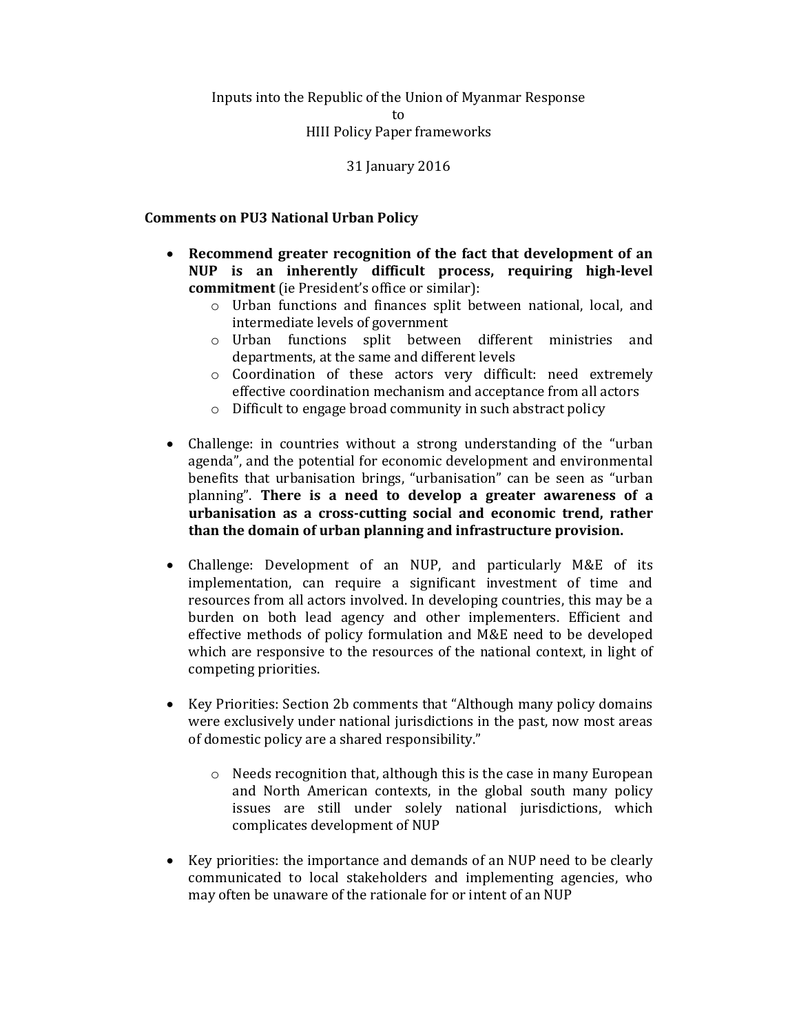Inputs into the Republic of the Union of Myanmar Response
to
HIII Policy Paper frameworks

31 January 2016

**Comments on PU3 National Urban Policy**

- **Recommend greater recognition of the fact that development of an NUP is an inherently difficult process, requiring high-level commitment** (ie President's office or similar):
    - Urban functions and finances split between national, local, and intermediate levels of government
    - Urban functions split between different ministries and departments, at the same and different levels
    - Coordination of these actors very difficult: need extremely effective coordination mechanism and acceptance from all actors
    - Difficult to engage broad community in such abstract policy

- Challenge: in countries without a strong understanding of the "urban agenda", and the potential for economic development and environmental benefits that urbanisation brings, "urbanisation" can be seen as "urban planning". **There is a need to develop a greater awareness of a urbanisation as a cross-cutting social and economic trend, rather than the domain of urban planning and infrastructure provision.**

- Challenge: Development of an NUP, and particularly M&E of its implementation, can require a significant investment of time and resources from all actors involved. In developing countries, this may be a burden on both lead agency and other implementers. Efficient and effective methods of policy formulation and M&E need to be developed which are responsive to the resources of the national context, in light of competing priorities.

- Key Priorities: Section 2b comments that "Although many policy domains were exclusively under national jurisdictions in the past, now most areas of domestic policy are a shared responsibility."

    - Needs recognition that, although this is the case in many European and North American contexts, in the global south many policy issues are still under solely national jurisdictions, which complicates development of NUP

- Key priorities: the importance and demands of an NUP need to be clearly communicated to local stakeholders and implementing agencies, who may often be unaware of the rationale for or intent of an NUP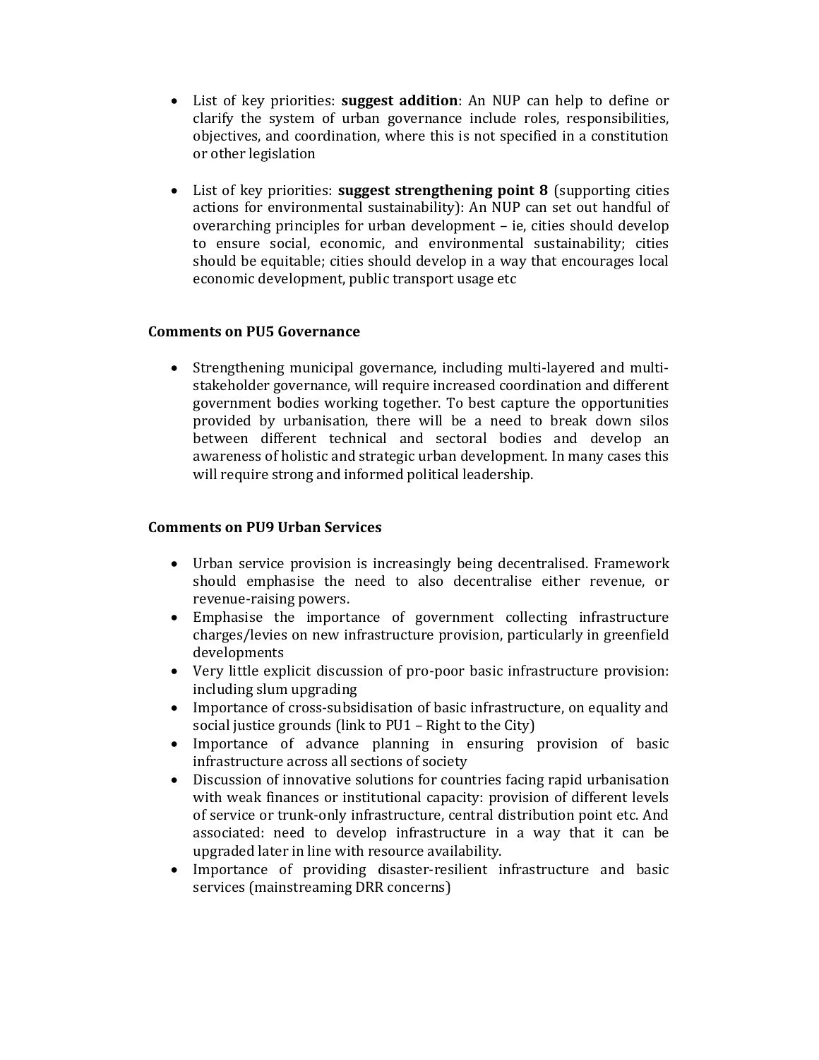- List of key priorities: **suggest addition**: An NUP can help to define or clarify the system of urban governance include roles, responsibilities, objectives, and coordination, where this is not specified in a constitution or other legislation

- List of key priorities: **suggest strengthening point 8** (supporting cities actions for environmental sustainability): An NUP can set out handful of overarching principles for urban development – ie, cities should develop to ensure social, economic, and environmental sustainability; cities should be equitable; cities should develop in a way that encourages local economic development, public transport usage etc

**Comments on PU5 Governance**

- Strengthening municipal governance, including multi-layered and multi-stakeholder governance, will require increased coordination and different government bodies working together. To best capture the opportunities provided by urbanisation, there will be a need to break down silos between different technical and sectoral bodies and develop an awareness of holistic and strategic urban development. In many cases this will require strong and informed political leadership.

**Comments on PU9 Urban Services**

- Urban service provision is increasingly being decentralised. Framework should emphasise the need to also decentralise either revenue, or revenue-raising powers.
- Emphasise the importance of government collecting infrastructure charges/levies on new infrastructure provision, particularly in greenfield developments
- Very little explicit discussion of pro-poor basic infrastructure provision: including slum upgrading
- Importance of cross-subsidisation of basic infrastructure, on equality and social justice grounds (link to PU1 – Right to the City)
- Importance of advance planning in ensuring provision of basic infrastructure across all sections of society
- Discussion of innovative solutions for countries facing rapid urbanisation with weak finances or institutional capacity: provision of different levels of service or trunk-only infrastructure, central distribution point etc. And associated: need to develop infrastructure in a way that it can be upgraded later in line with resource availability.
- Importance of providing disaster-resilient infrastructure and basic services (mainstreaming DRR concerns)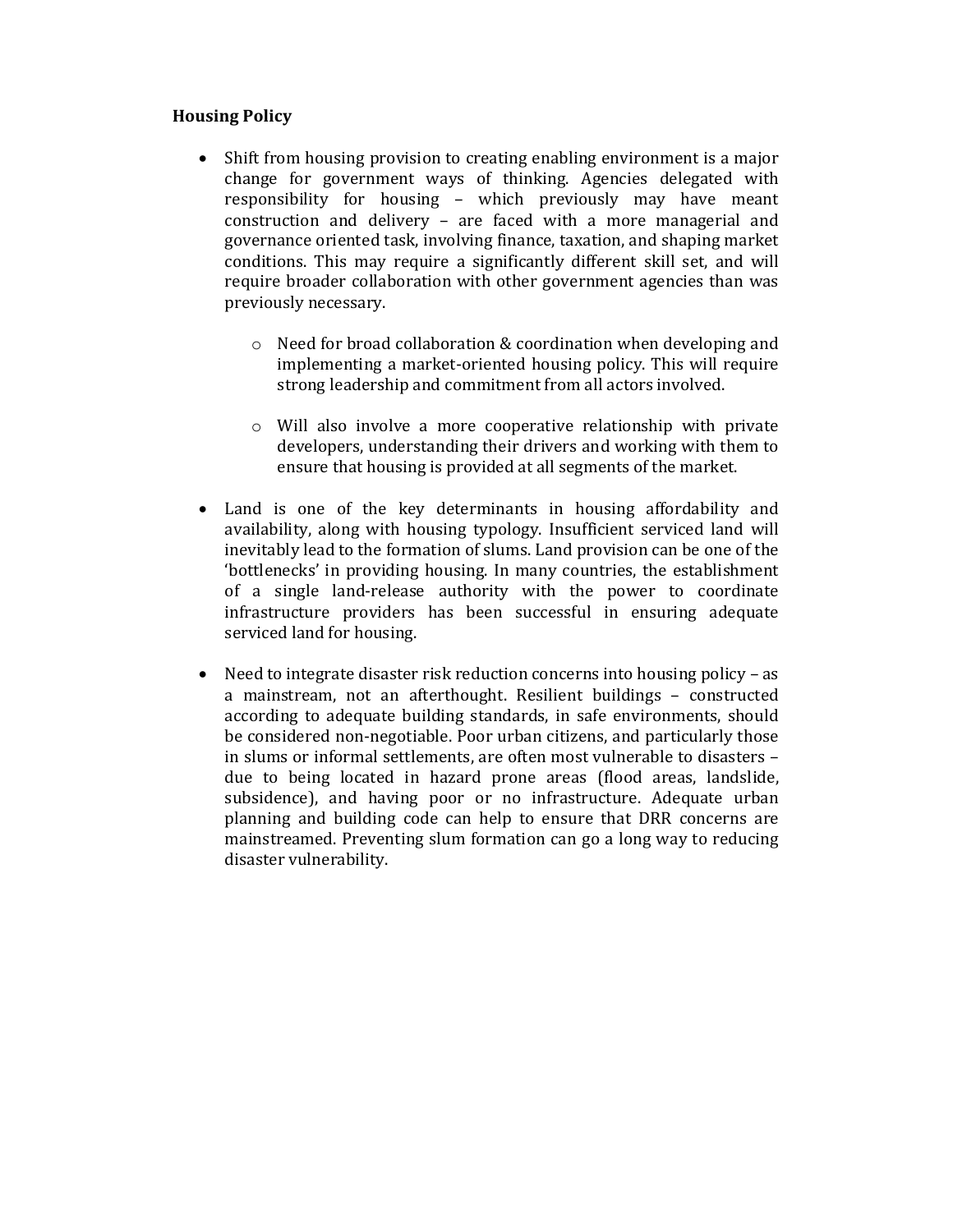**Housing Policy**

- Shift from housing provision to creating enabling environment is a major change for government ways of thinking. Agencies delegated with responsibility for housing – which previously may have meant construction and delivery – are faced with a more managerial and governance oriented task, involving finance, taxation, and shaping market conditions. This may require a significantly different skill set, and will require broader collaboration with other government agencies than was previously necessary.

    - Need for broad collaboration & coordination when developing and implementing a market-oriented housing policy. This will require strong leadership and commitment from all actors involved.

    - Will also involve a more cooperative relationship with private developers, understanding their drivers and working with them to ensure that housing is provided at all segments of the market.

- Land is one of the key determinants in housing affordability and availability, along with housing typology. Insufficient serviced land will inevitably lead to the formation of slums. Land provision can be one of the 'bottlenecks' in providing housing. In many countries, the establishment of a single land-release authority with the power to coordinate infrastructure providers has been successful in ensuring adequate serviced land for housing.

- Need to integrate disaster risk reduction concerns into housing policy – as a mainstream, not an afterthought. Resilient buildings – constructed according to adequate building standards, in safe environments, should be considered non-negotiable. Poor urban citizens, and particularly those in slums or informal settlements, are often most vulnerable to disasters – due to being located in hazard prone areas (flood areas, landslide, subsidence), and having poor or no infrastructure. Adequate urban planning and building code can help to ensure that DRR concerns are mainstreamed. Preventing slum formation can go a long way to reducing disaster vulnerability.